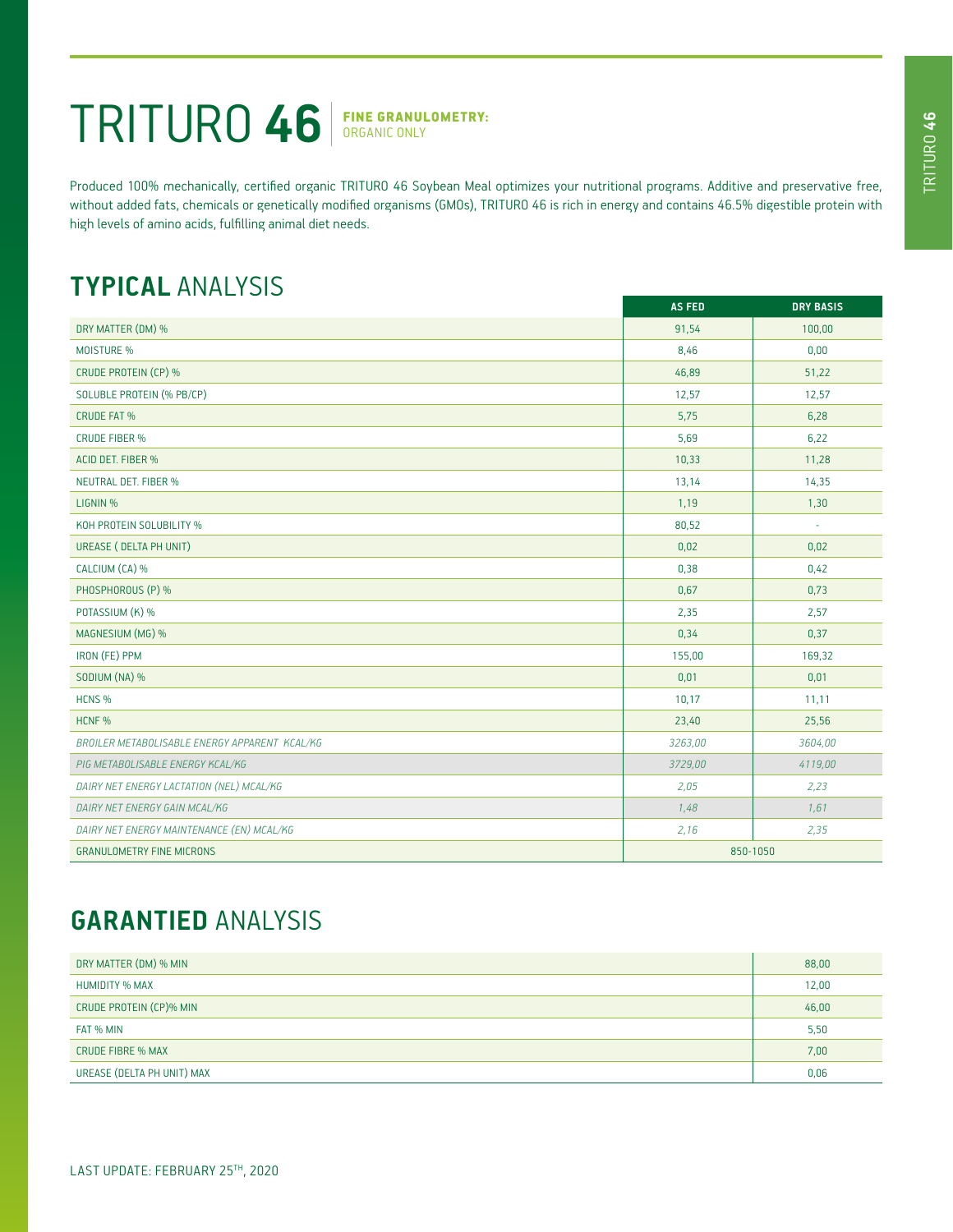# TRITURO **46** | FINE GRANULOMETRY: ORGANIC ONLY

Produced 100% mechanically, certified organic TRITURO 46 Soybean Meal optimizes your nutritional programs. Additive and preservative free, without added fats, chemicals or genetically modified organisms (GMOs), TRITURO 46 is rich in energy and contains 46.5% digestible protein with high levels of amino acids, fulfilling animal diet needs.

## **TYPICAL** ANALYSIS

| | AS FED | DRY BASIS |
|---|---|---|
| DRY MATTER (DM) % | 91,54 | 100,00 |
| MOISTURE % | 8,46 | 0,00 |
| CRUDE PROTEIN (CP) % | 46,89 | 51,22 |
| SOLUBLE PROTEIN (% PB/CP) | 12,57 | 12,57 |
| CRUDE FAT % | 5,75 | 6,28 |
| CRUDE FIBER % | 5,69 | 6,22 |
| ACID DET. FIBER % | 10,33 | 11,28 |
| NEUTRAL DET. FIBER % | 13,14 | 14,35 |
| LIGNIN % | 1,19 | 1,30 |
| KOH PROTEIN SOLUBILITY % | 80,52 | - |
| UREASE ( DELTA PH UNIT) | 0,02 | 0,02 |
| CALCIUM (CA) % | 0,38 | 0,42 |
| PHOSPHOROUS (P) % | 0,67 | 0,73 |
| POTASSIUM (K) % | 2,35 | 2,57 |
| MAGNESIUM (MG) % | 0,34 | 0,37 |
| IRON (FE) PPM | 155,00 | 169,32 |
| SODIUM (NA) % | 0,01 | 0,01 |
| HCNS % | 10,17 | 11,11 |
| HCNF % | 23,40 | 25,56 |
| *BROILER METABOLISABLE ENERGY APPARENT KCAL/KG* | *3263,00* | *3604,00* |
| *PIG METABOLISABLE ENERGY KCAL/KG* | *3729,00* | *4119,00* |
| *DAIRY NET ENERGY LACTATION (NEL) MCAL/KG* | *2,05* | *2,23* |
| *DAIRY NET ENERGY GAIN MCAL/KG* | *1,48* | *1,61* |
| *DAIRY NET ENERGY MAINTENANCE (EN) MCAL/KG* | *2,16* | *2,35* |
| GRANULOMETRY FINE MICRONS | 850-1050 | |

## **GARANTIED** ANALYSIS

| | |
|---|---|
| DRY MATTER (DM) % MIN | 88,00 |
| HUMIDITY % MAX | 12,00 |
| CRUDE PROTEIN (CP)% MIN | 46,00 |
| FAT % MIN | 5,50 |
| CRUDE FIBRE % MAX | 7,00 |
| UREASE (DELTA PH UNIT) MAX | 0,06 |

LAST UPDATE: FEBRUARY 25TH, 2020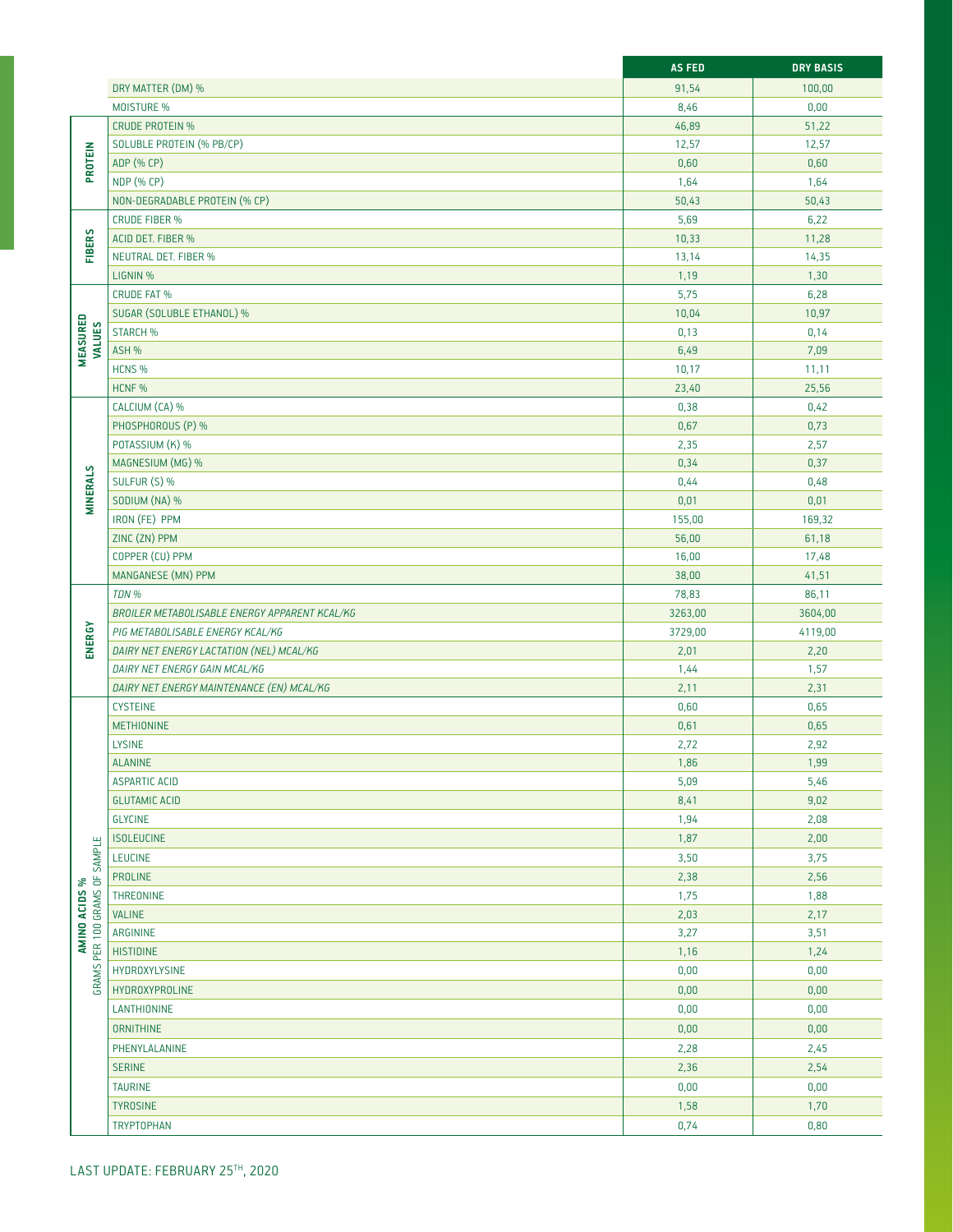| | | AS FED | DRY BASIS |
|---|---|---|---|
| | DRY MATTER (DM) % | 91,54 | 100,00 |
| | MOISTURE % | 8,46 | 0,00 |
| PROTEIN | CRUDE PROTEIN % | 46,89 | 51,22 |
| | SOLUBLE PROTEIN (% PB/CP) | 12,57 | 12,57 |
| | ADP (% CP) | 0,60 | 0,60 |
| | NDP (% CP) | 1,64 | 1,64 |
| | NON-DEGRADABLE PROTEIN (% CP) | 50,43 | 50,43 |
| FIBERS | CRUDE FIBER % | 5,69 | 6,22 |
| | ACID DET. FIBER % | 10,33 | 11,28 |
| | NEUTRAL DET. FIBER % | 13,14 | 14,35 |
| | LIGNIN % | 1,19 | 1,30 |
| MEASURED VALUES | CRUDE FAT % | 5,75 | 6,28 |
| | SUGAR (SOLUBLE ETHANOL) % | 10,04 | 10,97 |
| | STARCH % | 0,13 | 0,14 |
| | ASH % | 6,49 | 7,09 |
| | HCNS % | 10,17 | 11,11 |
| | HCNF % | 23,40 | 25,56 |
| MINERALS | CALCIUM (CA) % | 0,38 | 0,42 |
| | PHOSPHOROUS (P) % | 0,67 | 0,73 |
| | POTASSIUM (K) % | 2,35 | 2,57 |
| | MAGNESIUM (MG) % | 0,34 | 0,37 |
| | SULFUR (S) % | 0,44 | 0,48 |
| | SODIUM (NA) % | 0,01 | 0,01 |
| | IRON (FE) PPM | 155,00 | 169,32 |
| | ZINC (ZN) PPM | 56,00 | 61,18 |
| | COPPER (CU) PPM | 16,00 | 17,48 |
| | MANGANESE (MN) PPM | 38,00 | 41,51 |
| ENERGY | *TDN %* | 78,83 | 86,11 |
| | *BROILER METABOLISABLE ENERGY APPARENT KCAL/KG* | 3263,00 | 3604,00 |
| | *PIG METABOLISABLE ENERGY KCAL/KG* | 3729,00 | 4119,00 |
| | *DAIRY NET ENERGY LACTATION (NEL) MCAL/KG* | 2,01 | 2,20 |
| | *DAIRY NET ENERGY GAIN MCAL/KG* | 1,44 | 1,57 |
| | *DAIRY NET ENERGY MAINTENANCE (EN) MCAL/KG* | 2,11 | 2,31 |
| AMINO ACIDS % GRAMS PER 100 GRAMS OF SAMPLE | CYSTEINE | 0,60 | 0,65 |
| | METHIONINE | 0,61 | 0,65 |
| | LYSINE | 2,72 | 2,92 |
| | ALANINE | 1,86 | 1,99 |
| | ASPARTIC ACID | 5,09 | 5,46 |
| | GLUTAMIC ACID | 8,41 | 9,02 |
| | GLYCINE | 1,94 | 2,08 |
| | ISOLEUCINE | 1,87 | 2,00 |
| | LEUCINE | 3,50 | 3,75 |
| | PROLINE | 2,38 | 2,56 |
| | THREONINE | 1,75 | 1,88 |
| | VALINE | 2,03 | 2,17 |
| | ARGININE | 3,27 | 3,51 |
| | HISTIDINE | 1,16 | 1,24 |
| | HYDROXYLYSINE | 0,00 | 0,00 |
| | HYDROXYPROLINE | 0,00 | 0,00 |
| | LANTHIONINE | 0,00 | 0,00 |
| | ORNITHINE | 0,00 | 0,00 |
| | PHENYLALANINE | 2,28 | 2,45 |
| | SERINE | 2,36 | 2,54 |
| | TAURINE | 0,00 | 0,00 |
| | TYROSINE | 1,58 | 1,70 |
| | TRYPTOPHAN | 0,74 | 0,80 |

LAST UPDATE: FEBRUARY 25TH, 2020